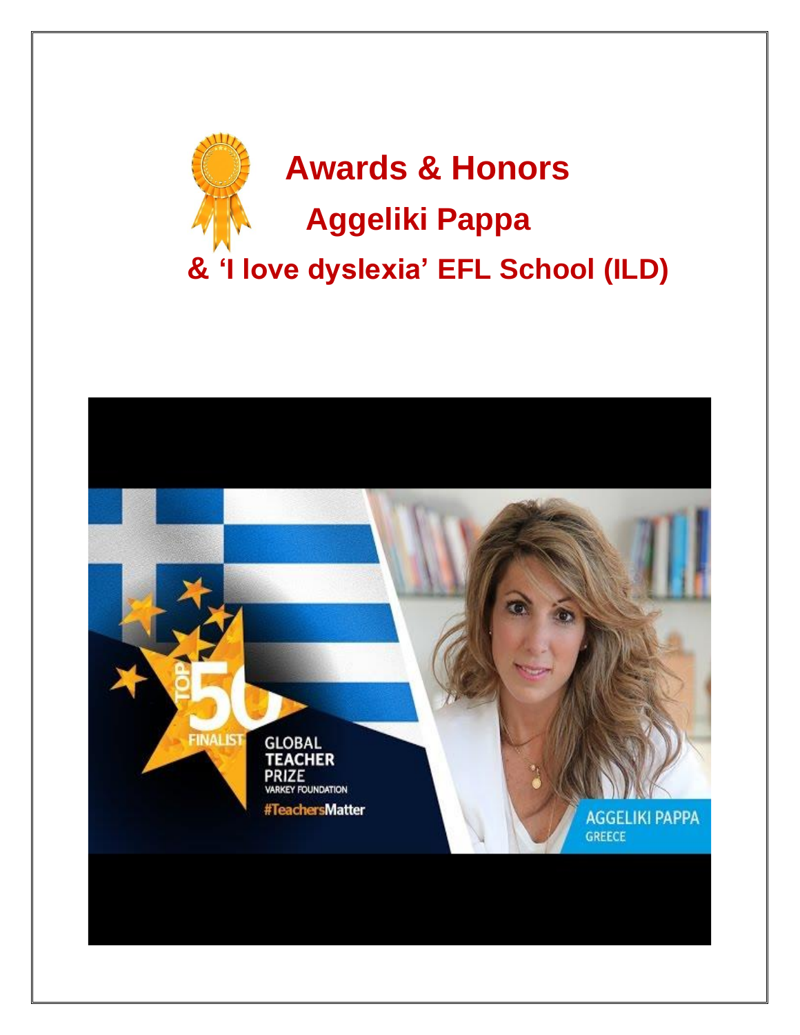# Awards & Honors

## Aggeliki Pappa

## & 'I love dyslexia' EFL School (ILD)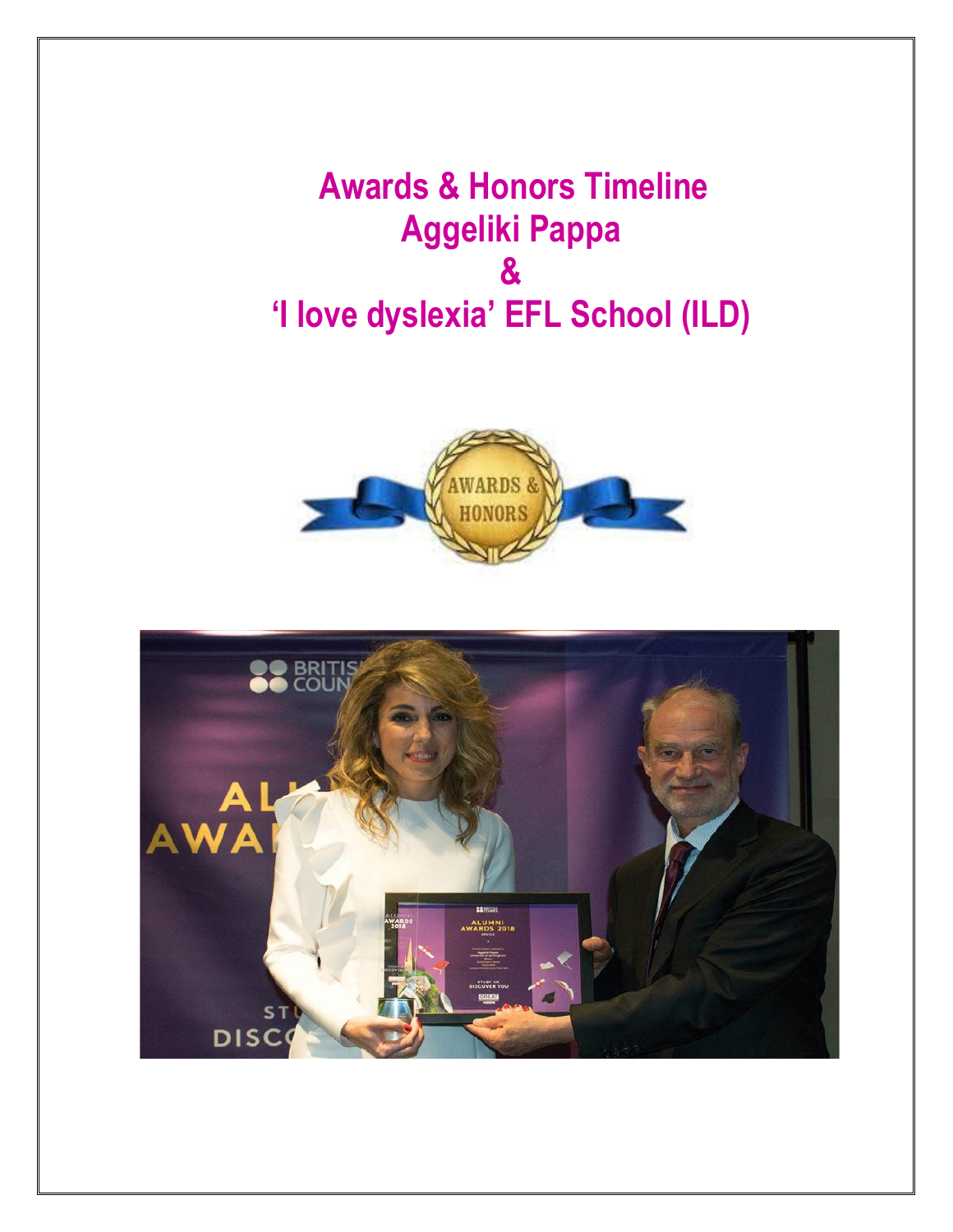# Awards & Honors Timeline
# Aggeliki Pappa
# &
# 'I love dyslexia' EFL School (ILD)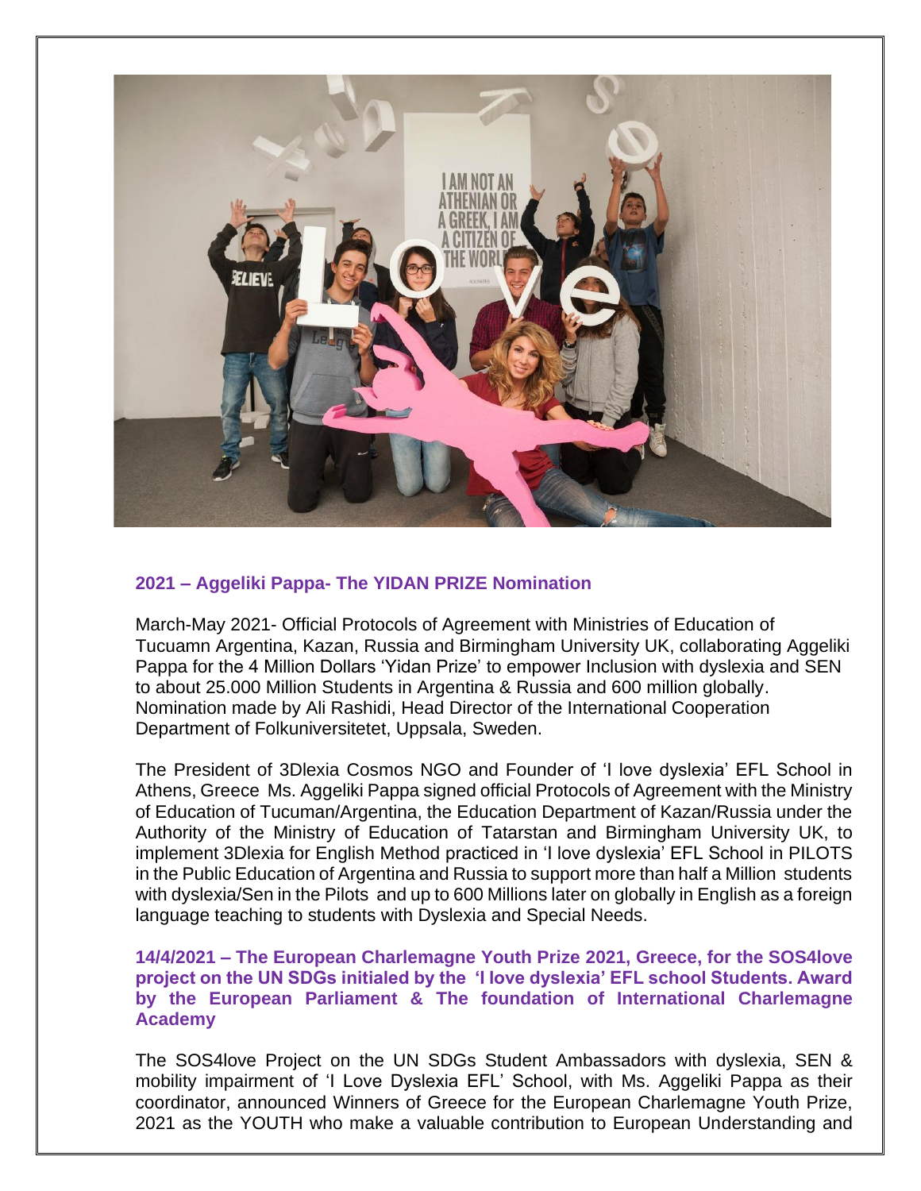### 2021 – Aggeliki Pappa- The YIDAN PRIZE Nomination

March-May 2021- Official Protocols of Agreement with Ministries of Education of Tucuamn Argentina, Kazan, Russia and Birmingham University UK, collaborating Aggeliki Pappa for the 4 Million Dollars 'Yidan Prize' to empower Inclusion with dyslexia and SEN to about 25.000 Million Students in Argentina & Russia and 600 million globally. Nomination made by Ali Rashidi, Head Director of the International Cooperation Department of Folkuniversitetet, Uppsala, Sweden.

The President of 3Dlexia Cosmos NGO and Founder of 'I love dyslexia' EFL School in Athens, Greece Ms. Aggeliki Pappa signed official Protocols of Agreement with the Ministry of Education of Tucuman/Argentina, the Education Department of Kazan/Russia under the Authority of the Ministry of Education of Tatarstan and Birmingham University UK, to implement 3Dlexia for English Method practiced in 'I love dyslexia' EFL School in PILOTS in the Public Education of Argentina and Russia to support more than half a Million students with dyslexia/Sen in the Pilots and up to 600 Millions later on globally in English as a foreign language teaching to students with Dyslexia and Special Needs.

### 14/4/2021 – The European Charlemagne Youth Prize 2021, Greece, for the SOS4love project on the UN SDGs initialed by the 'I love dyslexia' EFL school Students. Award by the European Parliament & The foundation of International Charlemagne Academy

The SOS4love Project on the UN SDGs Student Ambassadors with dyslexia, SEN & mobility impairment of 'I Love Dyslexia EFL' School, with Ms. Aggeliki Pappa as their coordinator, announced Winners of Greece for the European Charlemagne Youth Prize, 2021 as the YOUTH who make a valuable contribution to European Understanding and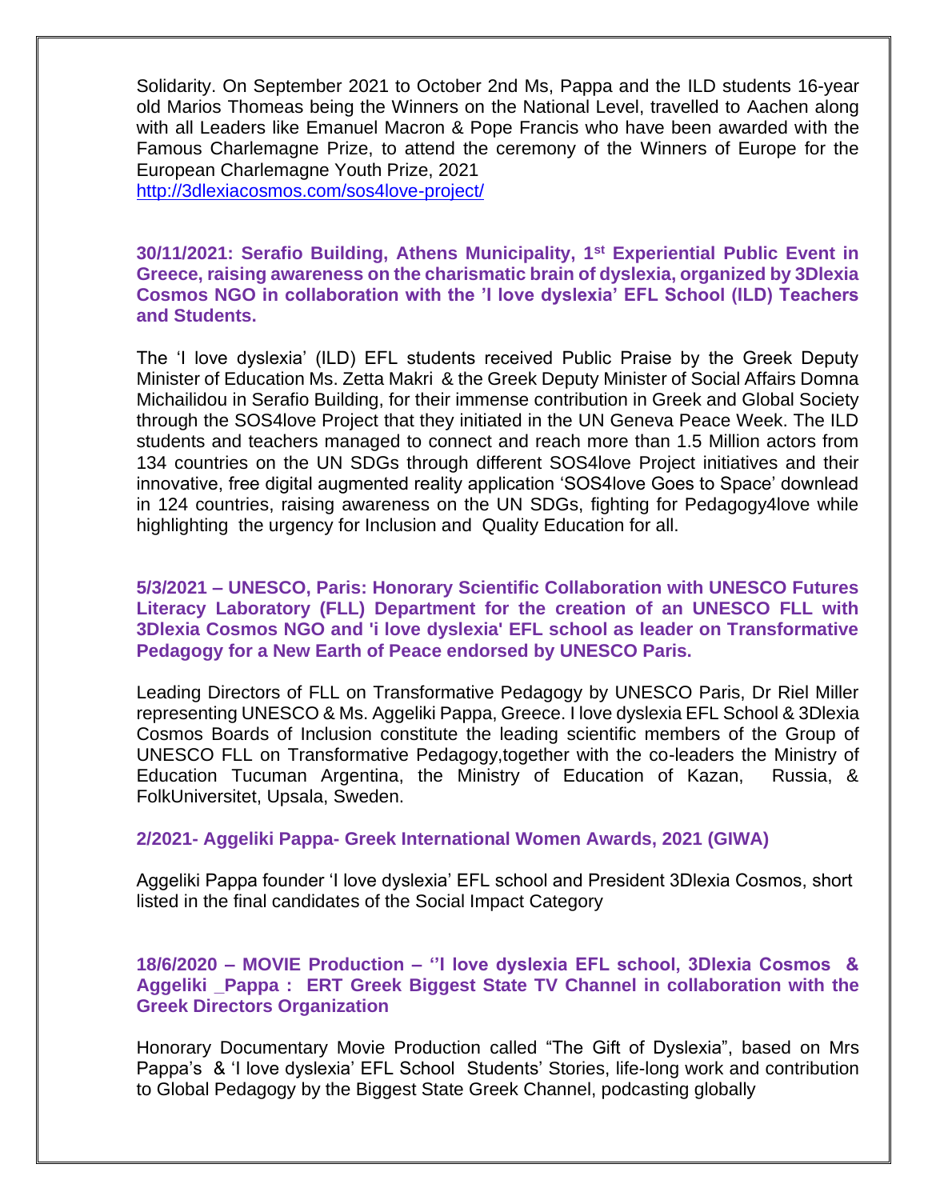Solidarity. On September 2021 to October 2nd Ms, Pappa and the ILD students 16-year old Marios Thomeas being the Winners on the National Level, travelled to Aachen along with all Leaders like Emanuel Macron & Pope Francis who have been awarded with the Famous Charlemagne Prize, to attend the ceremony of the Winners of Europe for the European Charlemagne Youth Prize, 2021
http://3dlexiacosmos.com/sos4love-project/

**30/11/2021: Serafio Building, Athens Municipality, 1st Experiential Public Event in Greece, raising awareness on the charismatic brain of dyslexia, organized by 3Dlexia Cosmos NGO in collaboration with the 'I love dyslexia' EFL School (ILD) Teachers and Students.**

The 'I love dyslexia' (ILD) EFL students received Public Praise by the Greek Deputy Minister of Education Ms. Zetta Makri & the Greek Deputy Minister of Social Affairs Domna Michailidou in Serafio Building, for their immense contribution in Greek and Global Society through the SOS4love Project that they initiated in the UN Geneva Peace Week. The ILD students and teachers managed to connect and reach more than 1.5 Million actors from 134 countries on the UN SDGs through different SOS4love Project initiatives and their innovative, free digital augmented reality application 'SOS4love Goes to Space' downlead in 124 countries, raising awareness on the UN SDGs, fighting for Pedagogy4love while highlighting the urgency for Inclusion and Quality Education for all.

**5/3/2021 – UNESCO, Paris: Honorary Scientific Collaboration with UNESCO Futures Literacy Laboratory (FLL) Department for the creation of an UNESCO FLL with 3Dlexia Cosmos NGO and 'i love dyslexia' EFL school as leader on Transformative Pedagogy for a New Earth of Peace endorsed by UNESCO Paris.**

Leading Directors of FLL on Transformative Pedagogy by UNESCO Paris, Dr Riel Miller representing UNESCO & Ms. Aggeliki Pappa, Greece. I love dyslexia EFL School & 3Dlexia Cosmos Boards of Inclusion constitute the leading scientific members of the Group of UNESCO FLL on Transformative Pedagogy,together with the co-leaders the Ministry of Education Tucuman Argentina, the Ministry of Education of Kazan, Russia, & FolkUniversitet, Upsala, Sweden.

**2/2021- Aggeliki Pappa- Greek International Women Awards, 2021 (GIWA)**

Aggeliki Pappa founder 'I love dyslexia' EFL school and President 3Dlexia Cosmos, short listed in the final candidates of the Social Impact Category

**18/6/2020 – MOVIE Production – ''I love dyslexia EFL school, 3Dlexia Cosmos & Aggeliki _Pappa : ERT Greek Biggest State TV Channel in collaboration with the Greek Directors Organization**

Honorary Documentary Movie Production called "The Gift of Dyslexia", based on Mrs Pappa's & 'I love dyslexia' EFL School Students' Stories, life-long work and contribution to Global Pedagogy by the Biggest State Greek Channel, podcasting globally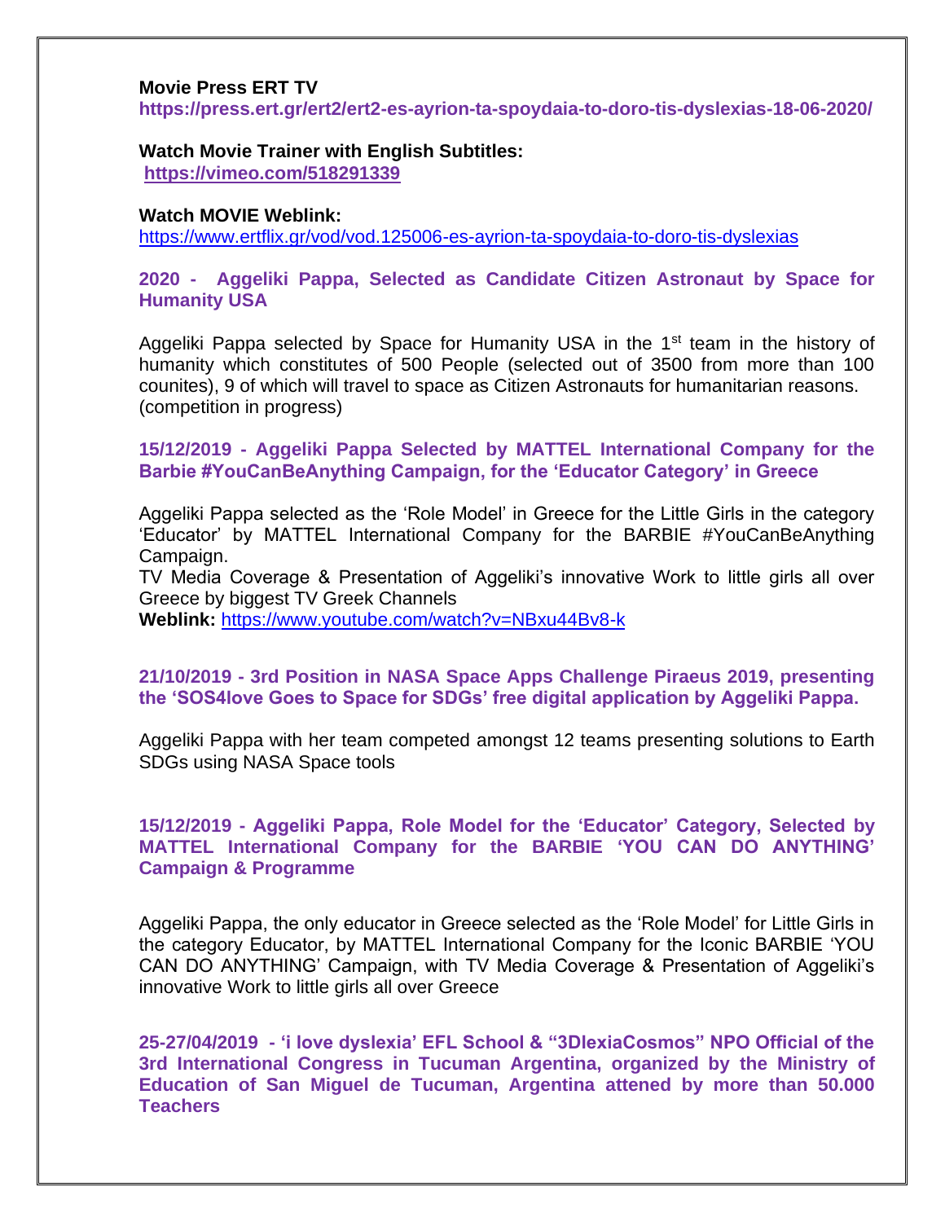**Movie Press ERT TV**
**https://press.ert.gr/ert2/ert2-es-ayrion-ta-spoydaia-to-doro-tis-dyslexias-18-06-2020/**

**Watch Movie Trainer with English Subtitles:**
**https://vimeo.com/518291339**

**Watch MOVIE Weblink:**
https://www.ertflix.gr/vod/vod.125006-es-ayrion-ta-spoydaia-to-doro-tis-dyslexias

**2020 - Aggeliki Pappa, Selected as Candidate Citizen Astronaut by Space for Humanity USA**

Aggeliki Pappa selected by Space for Humanity USA in the 1st team in the history of humanity which constitutes of 500 People (selected out of 3500 from more than 100 counites), 9 of which will travel to space as Citizen Astronauts for humanitarian reasons. (competition in progress)

**15/12/2019 - Aggeliki Pappa Selected by MATTEL International Company for the Barbie #YouCanBeAnything Campaign, for the 'Educator Category' in Greece**

Aggeliki Pappa selected as the 'Role Model' in Greece for the Little Girls in the category 'Educator' by MATTEL International Company for the BARBIE #YouCanBeAnything Campaign.
TV Media Coverage & Presentation of Aggeliki's innovative Work to little girls all over Greece by biggest TV Greek Channels
**Weblink:** https://www.youtube.com/watch?v=NBxu44Bv8-k

**21/10/2019 - 3rd Position in NASA Space Apps Challenge Piraeus 2019, presenting the 'SOS4love Goes to Space for SDGs' free digital application by Aggeliki Pappa.**

Aggeliki Pappa with her team competed amongst 12 teams presenting solutions to Earth SDGs using NASA Space tools

**15/12/2019 - Aggeliki Pappa, Role Model for the 'Educator' Category, Selected by MATTEL International Company for the BARBIE 'YOU CAN DO ANYTHING' Campaign & Programme**

Aggeliki Pappa, the only educator in Greece selected as the 'Role Model' for Little Girls in the category Educator, by MATTEL International Company for the Iconic BARBIE 'YOU CAN DO ANYTHING' Campaign, with TV Media Coverage & Presentation of Aggeliki's innovative Work to little girls all over Greece

**25-27/04/2019 - 'i love dyslexia' EFL School & "3DlexiaCosmos" NPO Official of the 3rd International Congress in Tucuman Argentina, organized by the Ministry of Education of San Miguel de Tucuman, Argentina attened by more than 50.000 Teachers**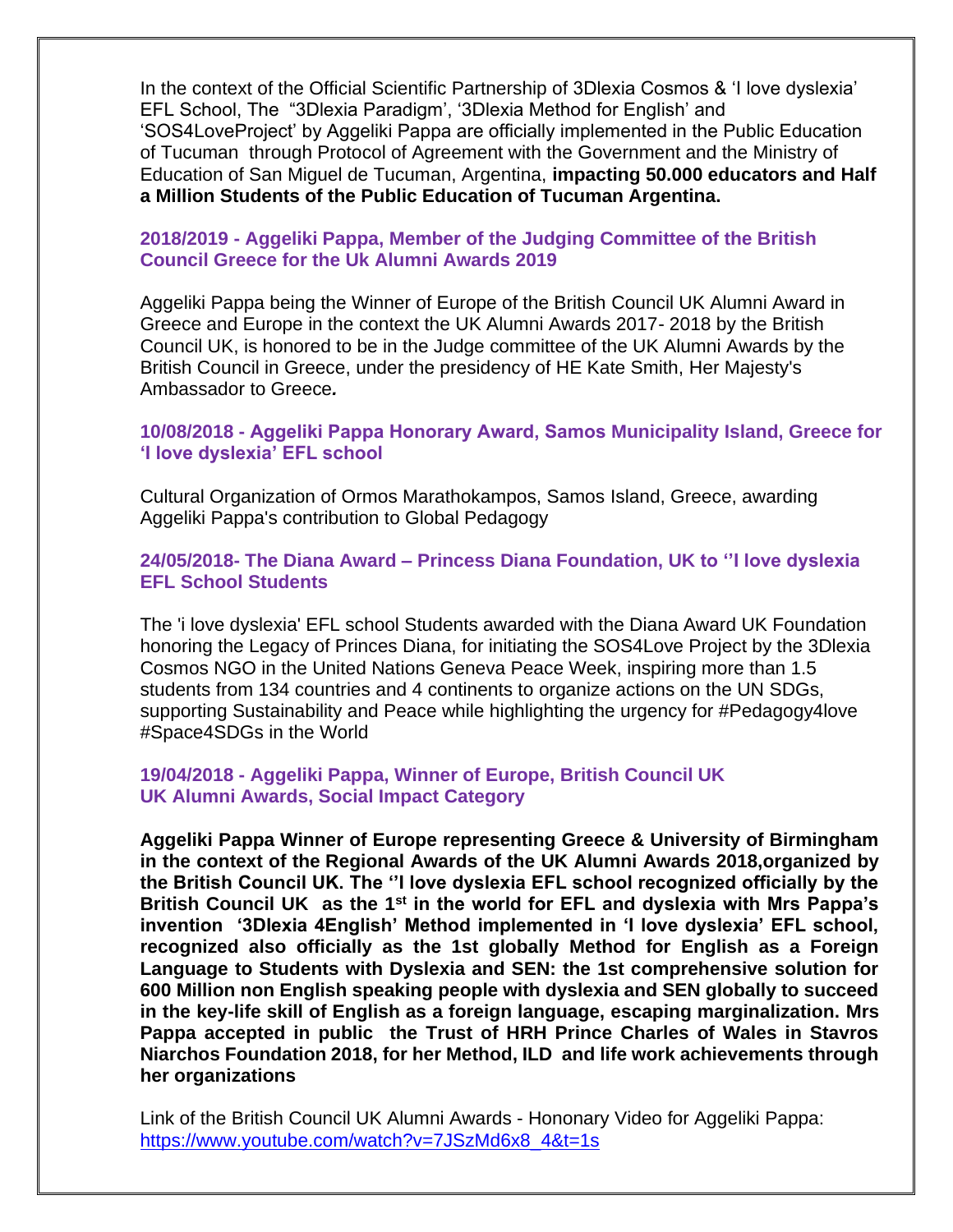In the context of the Official Scientific Partnership of 3Dlexia Cosmos & 'I love dyslexia' EFL School, The "3Dlexia Paradigm', '3Dlexia Method for English' and 'SOS4LoveProject' by Aggeliki Pappa are officially implemented in the Public Education of Tucuman through Protocol of Agreement with the Government and the Ministry of Education of San Miguel de Tucuman, Argentina, **impacting 50.000 educators and Half a Million Students of the Public Education of Tucuman Argentina.**

### 2018/2019 - Aggeliki Pappa, Member of the Judging Committee of the British Council Greece for the Uk Alumni Awards 2019

Aggeliki Pappa being the Winner of Europe of the British Council UK Alumni Award in Greece and Europe in the context the UK Alumni Awards 2017- 2018 by the British Council UK, is honored to be in the Judge committee of the UK Alumni Awards by the British Council in Greece, under the presidency of HE Kate Smith, Her Majesty's Ambassador to Greece*.*

### 10/08/2018 - Aggeliki Pappa Honorary Award, Samos Municipality Island, Greece for 'I love dyslexia' EFL school

Cultural Organization of Ormos Marathokampos, Samos Island, Greece, awarding Aggeliki Pappa's contribution to Global Pedagogy

### 24/05/2018- The Diana Award – Princess Diana Foundation, UK to ''I love dyslexia EFL School Students

The 'i love dyslexia' EFL school Students awarded with the Diana Award UK Foundation honoring the Legacy of Princes Diana, for initiating the SOS4Love Project by the 3Dlexia Cosmos NGO in the United Nations Geneva Peace Week, inspiring more than 1.5 students from 134 countries and 4 continents to organize actions on the UN SDGs, supporting Sustainability and Peace while highlighting the urgency for #Pedagogy4love #Space4SDGs in the World

### 19/04/2018 - Aggeliki Pappa, Winner of Europe, British Council UK UK Alumni Awards, Social Impact Category

**Aggeliki Pappa Winner of Europe representing Greece & University of Birmingham in the context of the Regional Awards of the UK Alumni Awards 2018,organized by the British Council UK. The ''I love dyslexia EFL school recognized officially by the British Council UK as the 1st in the world for EFL and dyslexia with Mrs Pappa's invention '3Dlexia 4English' Method implemented in 'I love dyslexia' EFL school, recognized also officially as the 1st globally Method for English as a Foreign Language to Students with Dyslexia and SEN: the 1st comprehensive solution for 600 Million non English speaking people with dyslexia and SEN globally to succeed in the key-life skill of English as a foreign language, escaping marginalization. Mrs Pappa accepted in public the Trust of HRH Prince Charles of Wales in Stavros Niarchos Foundation 2018, for her Method, ILD and life work achievements through her organizations**

Link of the British Council UK Alumni Awards - Hononary Video for Aggeliki Pappa: https://www.youtube.com/watch?v=7JSzMd6x8_4&t=1s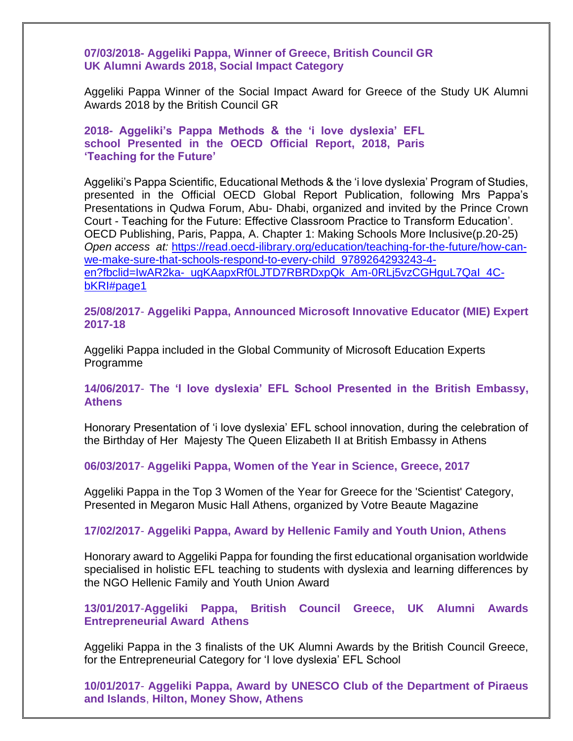**07/03/2018- Aggeliki Pappa, Winner of Greece, British Council GR UK Alumni Awards 2018, Social Impact Category**

Aggeliki Pappa Winner of the Social Impact Award for Greece of the Study UK Alumni Awards 2018 by the British Council GR

**2018- Aggeliki's Pappa Methods & the 'i love dyslexia' EFL school Presented in the OECD Official Report, 2018, Paris 'Teaching for the Future'**

Aggeliki's Pappa Scientific, Educational Methods & the 'i love dyslexia' Program of Studies, presented in the Official OECD Global Report Publication, following Mrs Pappa's Presentations in Qudwa Forum, Abu- Dhabi, organized and invited by the Prince Crown Court - Teaching for the Future: Effective Classroom Practice to Transform Education'. OECD Publishing, Paris, Pappa, A. Chapter 1: Making Schools More Inclusive(p.20-25)
*Open access at:* [https://read.oecd-ilibrary.org/education/teaching-for-the-future/how-can-we-make-sure-that-schools-respond-to-every-child_9789264293243-4-en?fbclid=IwAR2ka-_ugKAapxRf0LJTD7RBRDxpQk_Am-0RLj5vzCGHguL7QaI_4C-bKRI#page1](https://read.oecd-ilibrary.org/education/teaching-for-the-future/how-can-we-make-sure-that-schools-respond-to-every-child_9789264293243-4-en?fbclid=IwAR2ka-_ugKAapxRf0LJTD7RBRDxpQk_Am-0RLj5vzCGHguL7QaI_4C-bKRI#page1)

**25/08/2017- Aggeliki Pappa, Announced Microsoft Innovative Educator (MIE) Expert 2017-18**

Aggeliki Pappa included in the Global Community of Microsoft Education Experts Programme

**14/06/2017- The 'I love dyslexia' EFL School Presented in the British Embassy, Athens**

Honorary Presentation of 'i love dyslexia' EFL school innovation, during the celebration of the Birthday of Her Majesty The Queen Elizabeth II at British Embassy in Athens

**06/03/2017- Aggeliki Pappa, Women of the Year in Science, Greece, 2017**

Aggeliki Pappa in the Top 3 Women of the Year for Greece for the 'Scientist' Category, Presented in Megaron Music Hall Athens, organized by Votre Beaute Magazine

**17/02/2017- Aggeliki Pappa, Award by Hellenic Family and Youth Union, Athens**

Honorary award to Aggeliki Pappa for founding the first educational organisation worldwide specialised in holistic EFL teaching to students with dyslexia and learning differences by the NGO Hellenic Family and Youth Union Award

**13/01/2017-Aggeliki Pappa, British Council Greece, UK Alumni Awards Entrepreneurial Award Athens**

Aggeliki Pappa in the 3 finalists of the UK Alumni Awards by the British Council Greece, for the Entrepreneurial Category for 'I love dyslexia' EFL School

**10/01/2017- Aggeliki Pappa, Award by UNESCO Club of the Department of Piraeus and Islands, Hilton, Money Show, Athens**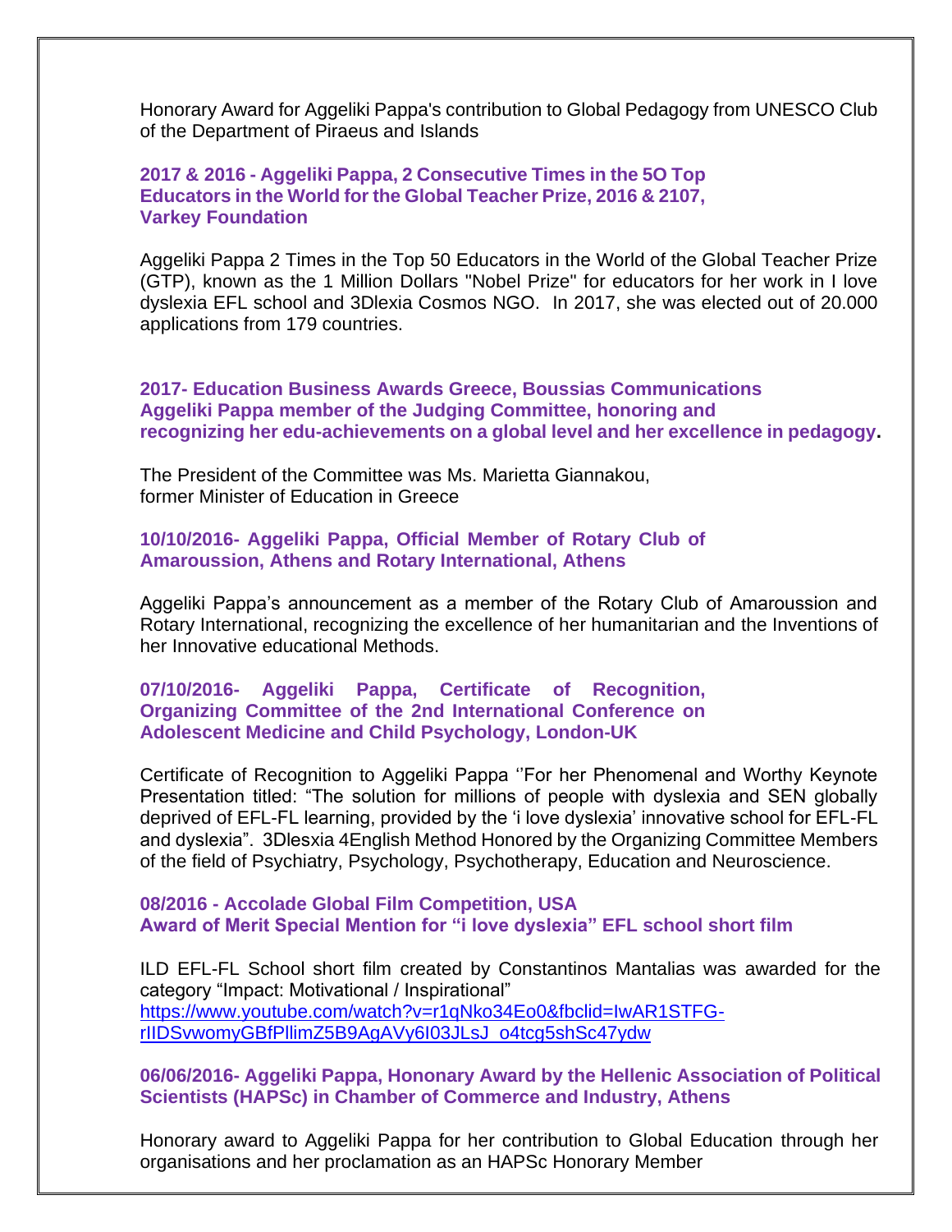Honorary Award for Aggeliki Pappa's contribution to Global Pedagogy from UNESCO Club of the Department of Piraeus and Islands

**2017 & 2016 - Aggeliki Pappa, 2 Consecutive Times in the 5O Top Educators in the World for the Global Teacher Prize, 2016 & 2107, Varkey Foundation**

Aggeliki Pappa 2 Times in the Top 50 Educators in the World of the Global Teacher Prize (GTP), known as the 1 Million Dollars "Nobel Prize" for educators for her work in I love dyslexia EFL school and 3Dlexia Cosmos NGO. In 2017, she was elected out of 20.000 applications from 179 countries.

**2017- Education Business Awards Greece, Boussias Communications Aggeliki Pappa member of the Judging Committee, honoring and recognizing her edu-achievements on a global level and her excellence in pedagogy.**

The President of the Committee was Ms. Marietta Giannakou, former Minister of Education in Greece

**10/10/2016- Aggeliki Pappa, Official Member of Rotary Club of Amaroussion, Athens and Rotary International, Athens**

Aggeliki Pappa's announcement as a member of the Rotary Club of Amaroussion and Rotary International, recognizing the excellence of her humanitarian and the Inventions of her Innovative educational Methods.

**07/10/2016- Aggeliki Pappa, Certificate of Recognition, Organizing Committee of the 2nd International Conference on Adolescent Medicine and Child Psychology, London-UK**

Certificate of Recognition to Aggeliki Pappa ''For her Phenomenal and Worthy Keynote Presentation titled: "The solution for millions of people with dyslexia and SEN globally deprived of EFL-FL learning, provided by the 'i love dyslexia' innovative school for EFL-FL and dyslexia". 3Dlesxia 4English Method Honored by the Organizing Committee Members of the field of Psychiatry, Psychology, Psychotherapy, Education and Neuroscience.

**08/2016 - Accolade Global Film Competition, USA Award of Merit Special Mention for "i love dyslexia" EFL school short film**

ILD EFL-FL School short film created by Constantinos Mantalias was awarded for the category "Impact: Motivational / Inspirational"
https://www.youtube.com/watch?v=r1qNko34Eo0&fbclid=IwAR1STFG-rIIDSvwomyGBfPllimZ5B9AgAVy6I03JLsJ_o4tcg5shSc47ydw

**06/06/2016- Aggeliki Pappa, Hononary Award by the Hellenic Association of Political Scientists (HAPSc) in Chamber of Commerce and Industry, Athens**

Honorary award to Aggeliki Pappa for her contribution to Global Education through her organisations and her proclamation as an HAPSc Honorary Member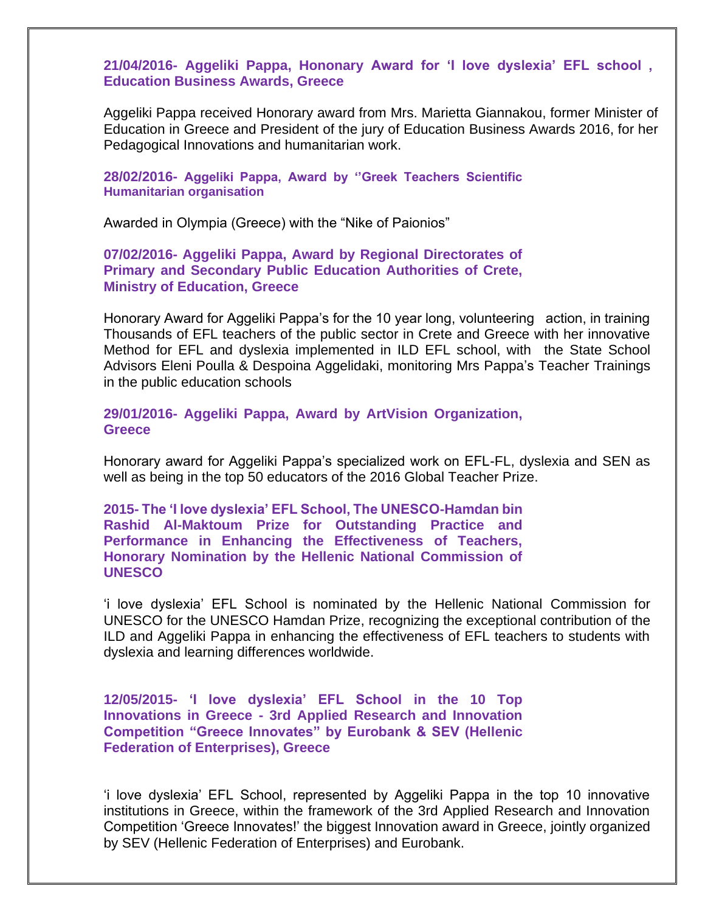**21/04/2016- Aggeliki Pappa, Hononary Award for 'I love dyslexia' EFL school , Education Business Awards, Greece**

Aggeliki Pappa received Honorary award from Mrs. Marietta Giannakou, former Minister of Education in Greece and President of the jury of Education Business Awards 2016, for her Pedagogical Innovations and humanitarian work.

**28/02/2016- Aggeliki Pappa, Award by ''Greek Teachers Scientific Humanitarian organisation**

Awarded in Olympia (Greece) with the "Nike of Paionios"

**07/02/2016- Aggeliki Pappa, Award by Regional Directorates of Primary and Secondary Public Education Authorities of Crete, Ministry of Education, Greece**

Honorary Award for Aggeliki Pappa's for the 10 year long, volunteering action, in training Thousands of EFL teachers of the public sector in Crete and Greece with her innovative Method for EFL and dyslexia implemented in ILD EFL school, with the State School Advisors Eleni Poulla & Despoina Aggelidaki, monitoring Mrs Pappa's Teacher Trainings in the public education schools

**29/01/2016- Aggeliki Pappa, Award by ArtVision Organization, Greece**

Honorary award for Aggeliki Pappa's specialized work on EFL-FL, dyslexia and SEN as well as being in the top 50 educators of the 2016 Global Teacher Prize.

**2015- The 'I love dyslexia' EFL School, The UNESCO-Hamdan bin Rashid Al-Maktoum Prize for Outstanding Practice and Performance in Enhancing the Effectiveness of Teachers, Honorary Nomination by the Hellenic National Commission of UNESCO**

'i love dyslexia' EFL School is nominated by the Hellenic National Commission for UNESCO for the UNESCO Hamdan Prize, recognizing the exceptional contribution of the ILD and Aggeliki Pappa in enhancing the effectiveness of EFL teachers to students with dyslexia and learning differences worldwide.

**12/05/2015- 'I love dyslexia' EFL School in the 10 Top Innovations in Greece - 3rd Applied Research and Innovation Competition "Greece Innovates" by Eurobank & SEV (Hellenic Federation of Enterprises), Greece**

'i love dyslexia' EFL School, represented by Aggeliki Pappa in the top 10 innovative institutions in Greece, within the framework of the 3rd Applied Research and Innovation Competition 'Greece Innovates!' the biggest Innovation award in Greece, jointly organized by SEV (Hellenic Federation of Enterprises) and Eurobank.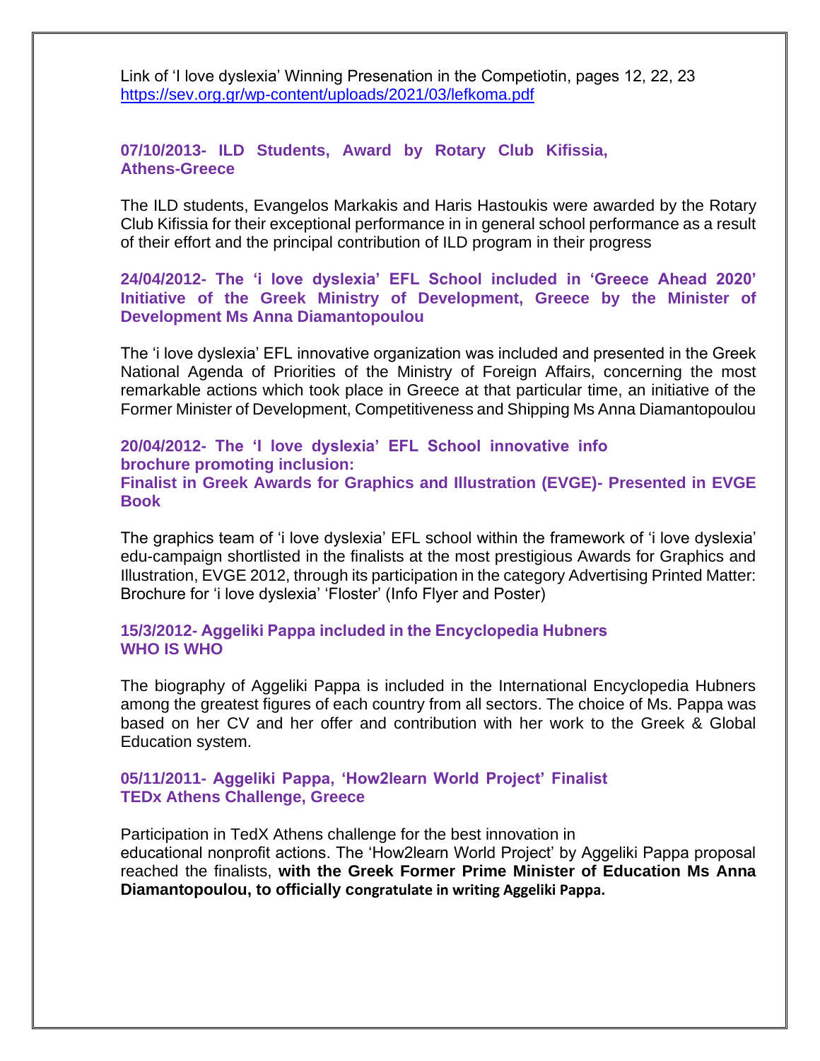Link of 'I love dyslexia' Winning Presenation in the Competiotin, pages 12, 22, 23
https://sev.org.gr/wp-content/uploads/2021/03/lefkoma.pdf

### 07/10/2013- ILD Students, Award by Rotary Club Kifissia, Athens-Greece

The ILD students, Evangelos Markakis and Haris Hastoukis were awarded by the Rotary Club Kifissia for their exceptional performance in in general school performance as a result of their effort and the principal contribution of ILD program in their progress

### 24/04/2012- The 'i love dyslexia' EFL School included in 'Greece Ahead 2020' Initiative of the Greek Ministry of Development, Greece by the Minister of Development Ms Anna Diamantopoulou

The 'i love dyslexia' EFL innovative organization was included and presented in the Greek National Agenda of Priorities of the Ministry of Foreign Affairs, concerning the most remarkable actions which took place in Greece at that particular time, an initiative of the Former Minister of Development, Competitiveness and Shipping Ms Anna Diamantopoulou

### 20/04/2012- The 'I love dyslexia' EFL School innovative info brochure promoting inclusion: Finalist in Greek Awards for Graphics and Illustration (EVGE)- Presented in EVGE Book

The graphics team of 'i love dyslexia' EFL school within the framework of 'i love dyslexia' edu-campaign shortlisted in the finalists at the most prestigious Awards for Graphics and Illustration, EVGE 2012, through its participation in the category Advertising Printed Matter: Brochure for 'i love dyslexia' 'Floster' (Info Flyer and Poster)

### 15/3/2012- Aggeliki Pappa included in the Encyclopedia Hubners WHO IS WHO

The biography of Aggeliki Pappa is included in the International Encyclopedia Hubners among the greatest figures of each country from all sectors. The choice of Ms. Pappa was based on her CV and her offer and contribution with her work to the Greek & Global Education system.

### 05/11/2011- Aggeliki Pappa, 'How2learn World Project' Finalist TEDx Athens Challenge, Greece

Participation in TedX Athens challenge for the best innovation in educational nonprofit actions. The 'How2learn World Project' by Aggeliki Pappa proposal reached the finalists, **with the Greek Former Prime Minister of Education Ms Anna Diamantopoulou, to officially congratulate in writing Aggeliki Pappa.**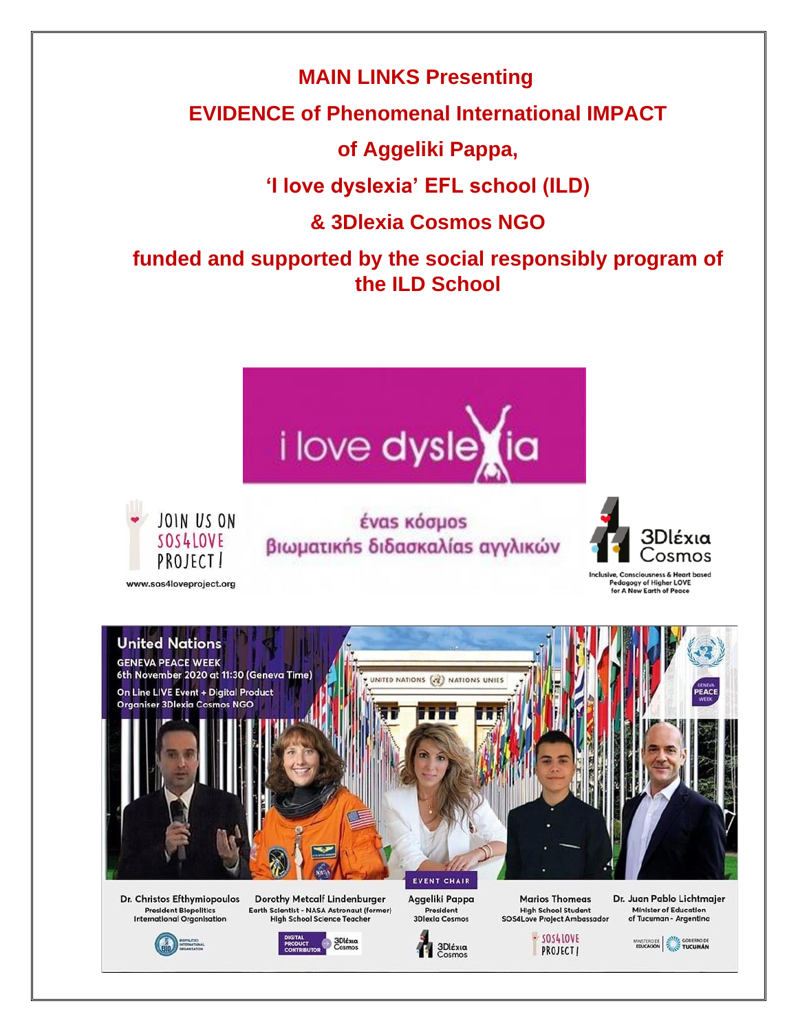# MAIN LINKS Presenting

# EVIDENCE of Phenomenal International IMPACT

# of Aggeliki Pappa,

# 'I love dyslexia' EFL school (ILD)

# & 3Dlexia Cosmos NGO

# funded and supported by the social responsibly program of the ILD School

i love dyslexia

JOIN US ON SOS4LOVE PROJECT!

www.sos4loveproject.org

ένας κόσμος βιωματικής διδασκαλίας αγγλικών

3Dλέxια Cosmos

Inclusive, Consciousness & Heart based Pedagogy of Higher LOVE for A New Earth of Peace

United Nations

GENEVA PEACE WEEK

6th November 2020 at 11:30 (Geneva Time)

On Line LIVE Event + Digital Product

Organiser 3Dlexia Cosmos NGO

Dr. Christos Efthymiopoulos – President Biopolitics International Organisation

Dorothy Metcalf Lindenburger – Earth Scientist - NASA Astronaut (former) High School Science Teacher

Aggeliki Pappa – EVENT CHAIR – President 3Dlexia Cosmos

Marios Thomeas – High School Student SOS4Love Project Ambassador

Dr. Juan Pablo Lichtmajer – Minister of Education of Tucuman - Argentina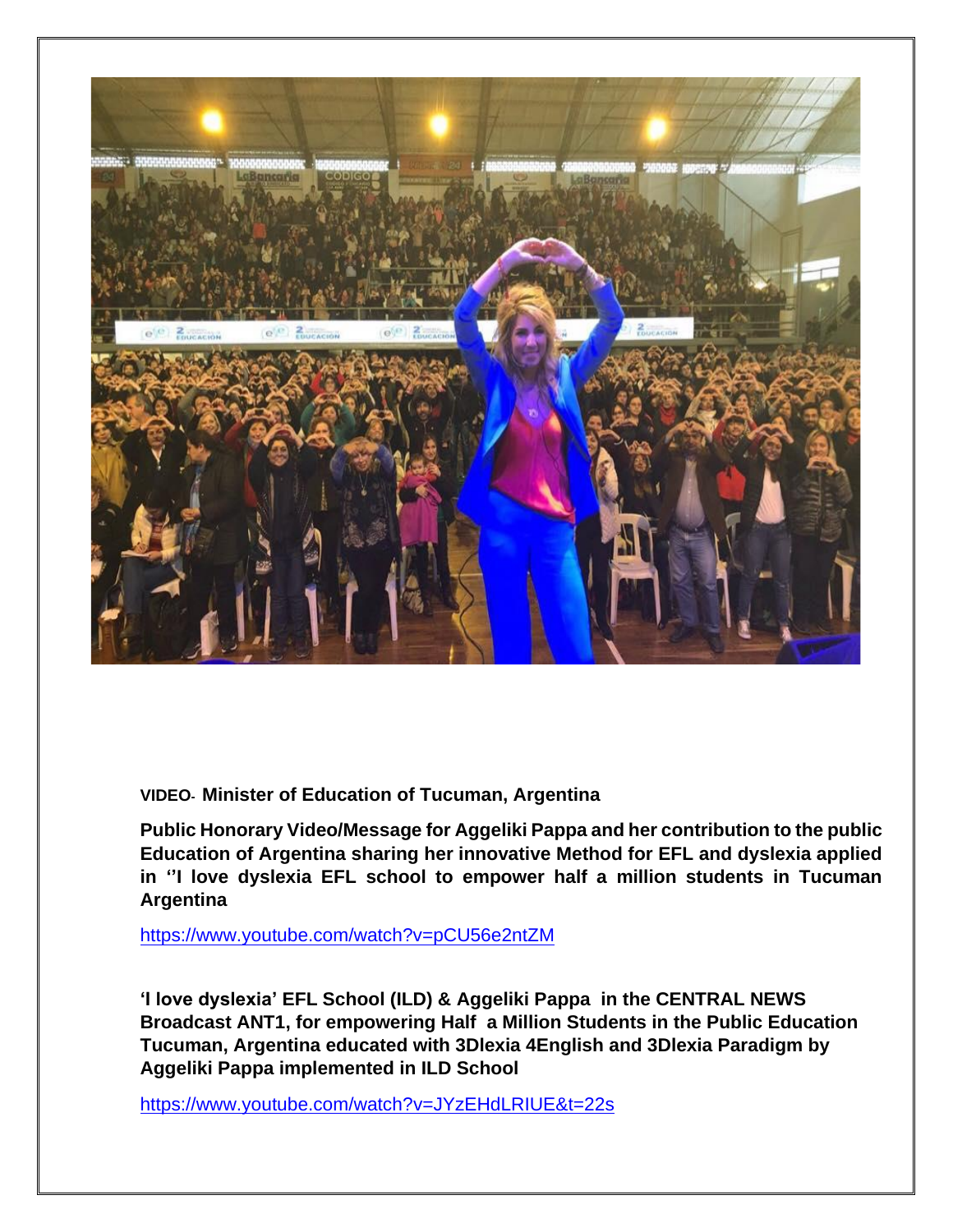**VIDEO- Minister of Education of Tucuman, Argentina**

**Public Honorary Video/Message for Aggeliki Pappa and her contribution to the public Education of Argentina sharing her innovative Method for EFL and dyslexia applied in ''I love dyslexia EFL school to empower half a million students in Tucuman Argentina**

https://www.youtube.com/watch?v=pCU56e2ntZM

**'I love dyslexia' EFL School (ILD) & Aggeliki Pappa in the CENTRAL NEWS Broadcast ANT1, for empowering Half a Million Students in the Public Education Tucuman, Argentina educated with 3Dlexia 4English and 3Dlexia Paradigm by Aggeliki Pappa implemented in ILD School**

https://www.youtube.com/watch?v=JYzEHdLRIUE&t=22s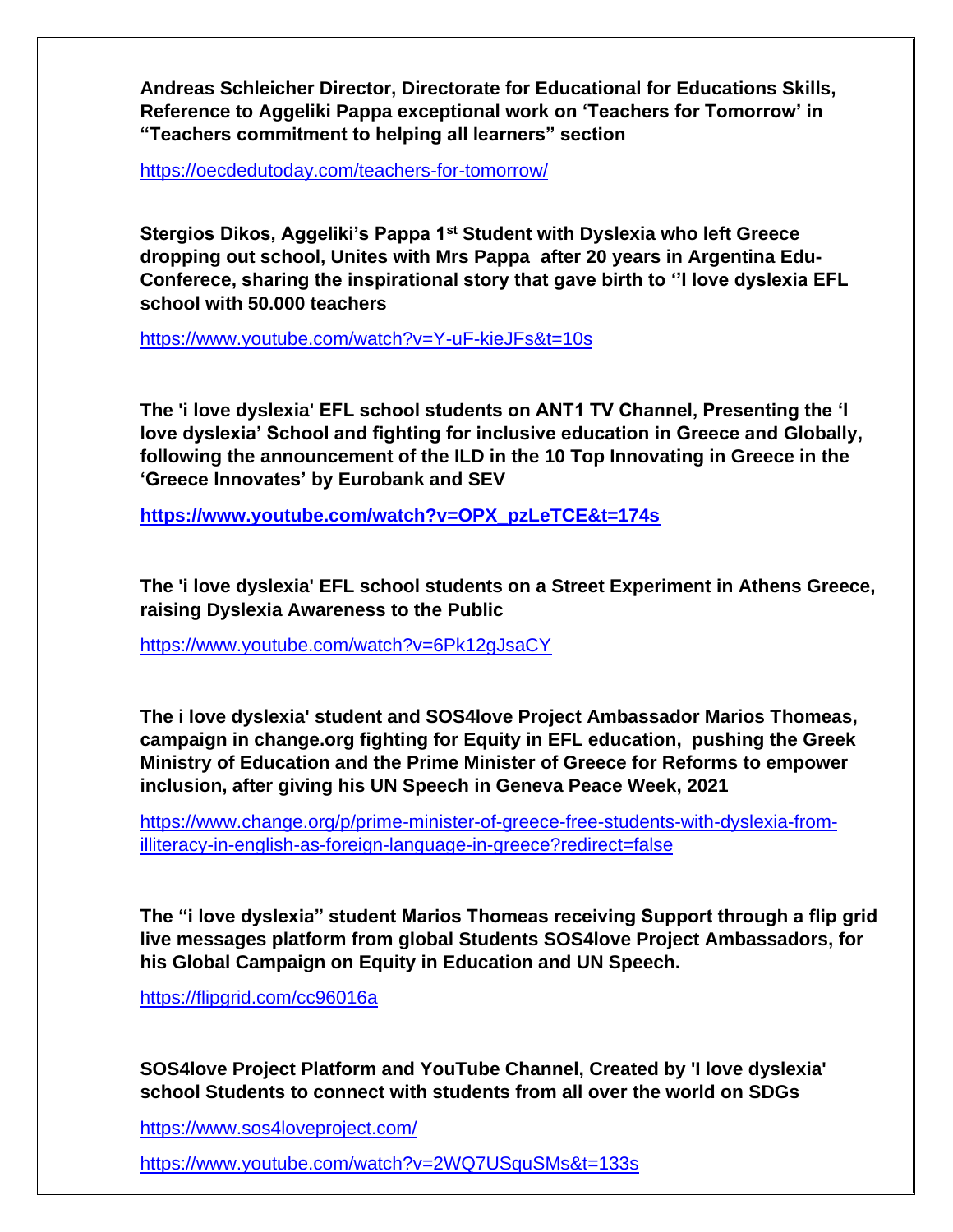**Andreas Schleicher Director, Directorate for Educational for Educations Skills, Reference to Aggeliki Pappa exceptional work on 'Teachers for Tomorrow' in "Teachers commitment to helping all learners" section**

https://oecdedutoday.com/teachers-for-tomorrow/

**Stergios Dikos, Aggeliki's Pappa 1st Student with Dyslexia who left Greece dropping out school, Unites with Mrs Pappa after 20 years in Argentina Edu-Conferece, sharing the inspirational story that gave birth to ''I love dyslexia EFL school with 50.000 teachers**

https://www.youtube.com/watch?v=Y-uF-kieJFs&t=10s

**The 'i love dyslexia' EFL school students on ANT1 TV Channel, Presenting the 'I love dyslexia' School and fighting for inclusive education in Greece and Globally, following the announcement of the ILD in the 10 Top Innovating in Greece in the 'Greece Innovates' by Eurobank and SEV**

**https://www.youtube.com/watch?v=OPX_pzLeTCE&t=174s**

**The 'i love dyslexia' EFL school students on a Street Experiment in Athens Greece, raising Dyslexia Awareness to the Public**

https://www.youtube.com/watch?v=6Pk12gJsaCY

**The i love dyslexia' student and SOS4love Project Ambassador Marios Thomeas, campaign in change.org fighting for Equity in EFL education, pushing the Greek Ministry of Education and the Prime Minister of Greece for Reforms to empower inclusion, after giving his UN Speech in Geneva Peace Week, 2021**

https://www.change.org/p/prime-minister-of-greece-free-students-with-dyslexia-from-illiteracy-in-english-as-foreign-language-in-greece?redirect=false

**The "i love dyslexia" student Marios Thomeas receiving Support through a flip grid live messages platform from global Students SOS4love Project Ambassadors, for his Global Campaign on Equity in Education and UN Speech.**

https://flipgrid.com/cc96016a

**SOS4love Project Platform and YouTube Channel, Created by 'I love dyslexia' school Students to connect with students from all over the world on SDGs**

https://www.sos4loveproject.com/

https://www.youtube.com/watch?v=2WQ7USquSMs&t=133s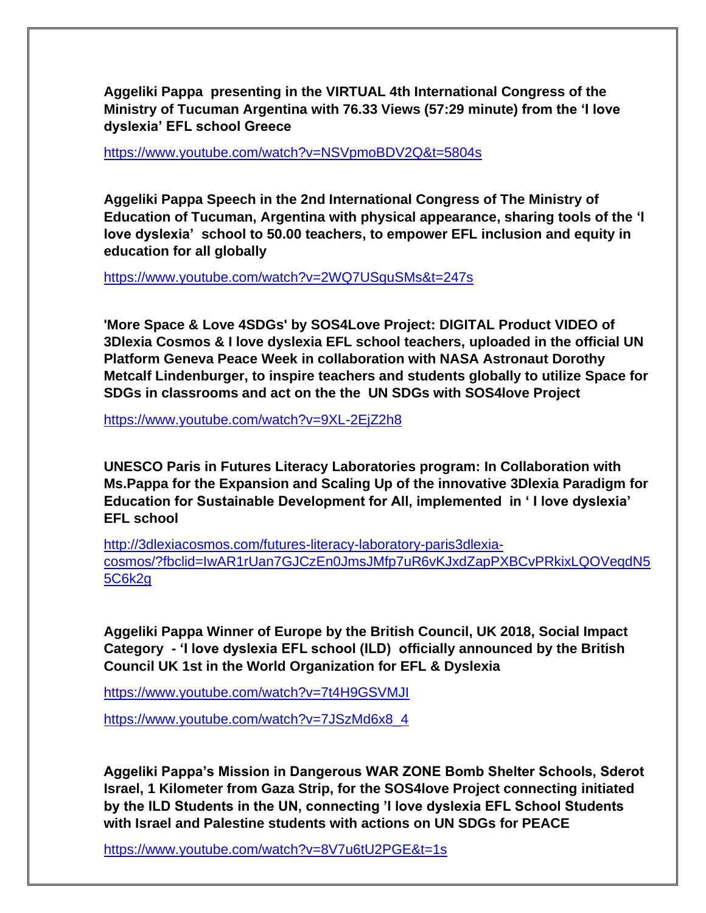**Aggeliki Pappa presenting in the VIRTUAL 4th International Congress of the Ministry of Tucuman Argentina with 76.33 Views (57:29 minute) from the 'I love dyslexia' EFL school Greece**

https://www.youtube.com/watch?v=NSVpmoBDV2Q&t=5804s

**Aggeliki Pappa Speech in the 2nd International Congress of The Ministry of Education of Tucuman, Argentina with physical appearance, sharing tools of the 'I love dyslexia' school to 50.00 teachers, to empower EFL inclusion and equity in education for all globally**

https://www.youtube.com/watch?v=2WQ7USquSMs&t=247s

**'More Space & Love 4SDGs' by SOS4Love Project: DIGITAL Product VIDEO of 3Dlexia Cosmos & I love dyslexia EFL school teachers, uploaded in the official UN Platform Geneva Peace Week in collaboration with NASA Astronaut Dorothy Metcalf Lindenburger, to inspire teachers and students globally to utilize Space for SDGs in classrooms and act on the the UN SDGs with SOS4love Project**

https://www.youtube.com/watch?v=9XL-2EjZ2h8

**UNESCO Paris in Futures Literacy Laboratories program: In Collaboration with Ms.Pappa for the Expansion and Scaling Up of the innovative 3Dlexia Paradigm for Education for Sustainable Development for All, implemented in ' I love dyslexia' EFL school**

http://3dlexiacosmos.com/futures-literacy-laboratory-paris3dlexia-cosmos/?fbclid=IwAR1rUan7GJCzEn0JmsJMfp7uR6vKJxdZapPXBCvPRkixLQOVeqdN55C6k2g

**Aggeliki Pappa Winner of Europe by the British Council, UK 2018, Social Impact Category - 'I love dyslexia EFL school (ILD) officially announced by the British Council UK 1st in the World Organization for EFL & Dyslexia**

https://www.youtube.com/watch?v=7t4H9GSVMJI

https://www.youtube.com/watch?v=7JSzMd6x8_4

**Aggeliki Pappa's Mission in Dangerous WAR ZONE Bomb Shelter Schools, Sderot Israel, 1 Kilometer from Gaza Strip, for the SOS4love Project connecting initiated by the ILD Students in the UN, connecting 'I love dyslexia EFL School Students with Israel and Palestine students with actions on UN SDGs for PEACE**

https://www.youtube.com/watch?v=8V7u6tU2PGE&t=1s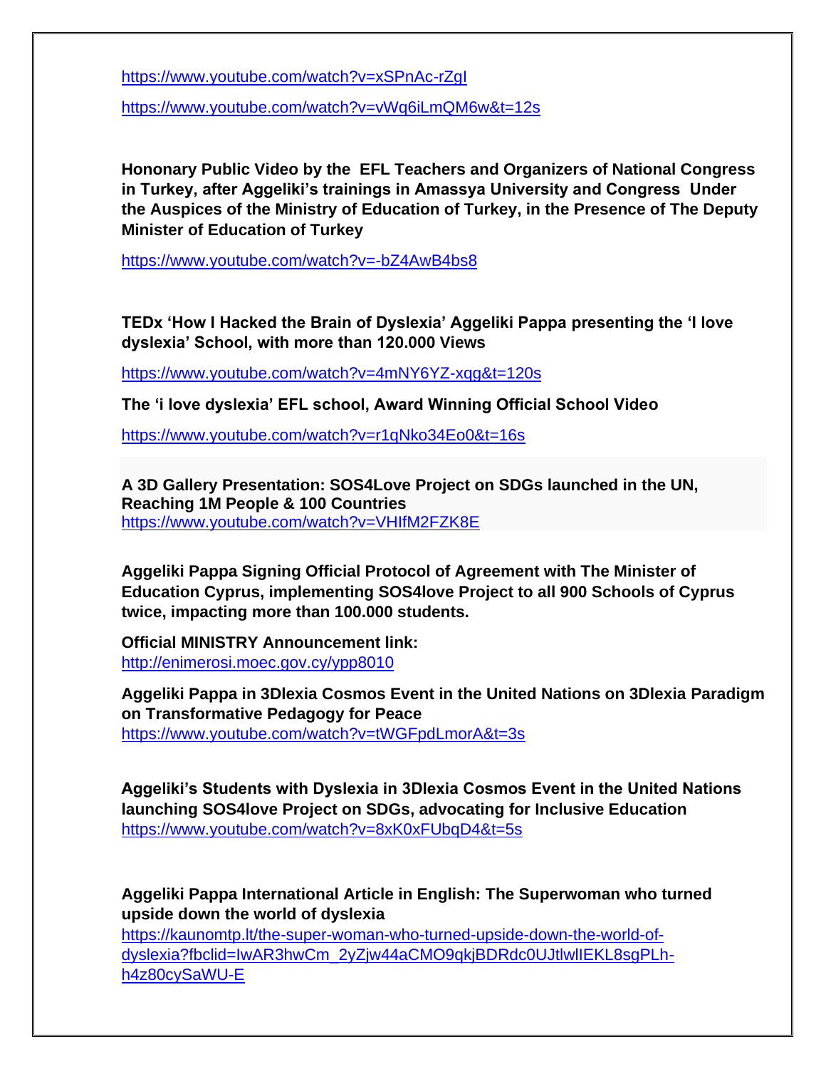https://www.youtube.com/watch?v=xSPnAc-rZgI

https://www.youtube.com/watch?v=vWq6iLmQM6w&t=12s

**Hononary Public Video by the EFL Teachers and Organizers of National Congress in Turkey, after Aggeliki's trainings in Amassya University and Congress Under the Auspices of the Ministry of Education of Turkey, in the Presence of The Deputy Minister of Education of Turkey**

https://www.youtube.com/watch?v=-bZ4AwB4bs8

**TEDx 'How I Hacked the Brain of Dyslexia' Aggeliki Pappa presenting the 'I love dyslexia' School, with more than 120.000 Views**

https://www.youtube.com/watch?v=4mNY6YZ-xqg&t=120s

**The 'i love dyslexia' EFL school, Award Winning Official School Video**

https://www.youtube.com/watch?v=r1qNko34Eo0&t=16s

**A 3D Gallery Presentation: SOS4Love Project on SDGs launched in the UN, Reaching 1M People & 100 Countries**
https://www.youtube.com/watch?v=VHIfM2FZK8E

**Aggeliki Pappa Signing Official Protocol of Agreement with The Minister of Education Cyprus, implementing SOS4love Project to all 900 Schools of Cyprus twice, impacting more than 100.000 students.**

**Official MINISTRY Announcement link:**
http://enimerosi.moec.gov.cy/ypp8010

**Aggeliki Pappa in 3Dlexia Cosmos Event in the United Nations on 3Dlexia Paradigm on Transformative Pedagogy for Peace**
https://www.youtube.com/watch?v=tWGFpdLmorA&t=3s

**Aggeliki's Students with Dyslexia in 3Dlexia Cosmos Event in the United Nations launching SOS4love Project on SDGs, advocating for Inclusive Education**
https://www.youtube.com/watch?v=8xK0xFUbqD4&t=5s

**Aggeliki Pappa International Article in English: The Superwoman who turned upside down the world of dyslexia**
https://kaunomtp.lt/the-super-woman-who-turned-upside-down-the-world-of-dyslexia?fbclid=IwAR3hwCm_2yZjw44aCMO9qkjBDRdc0UJtlwlIEKL8sgPLh-h4z80cySaWU-E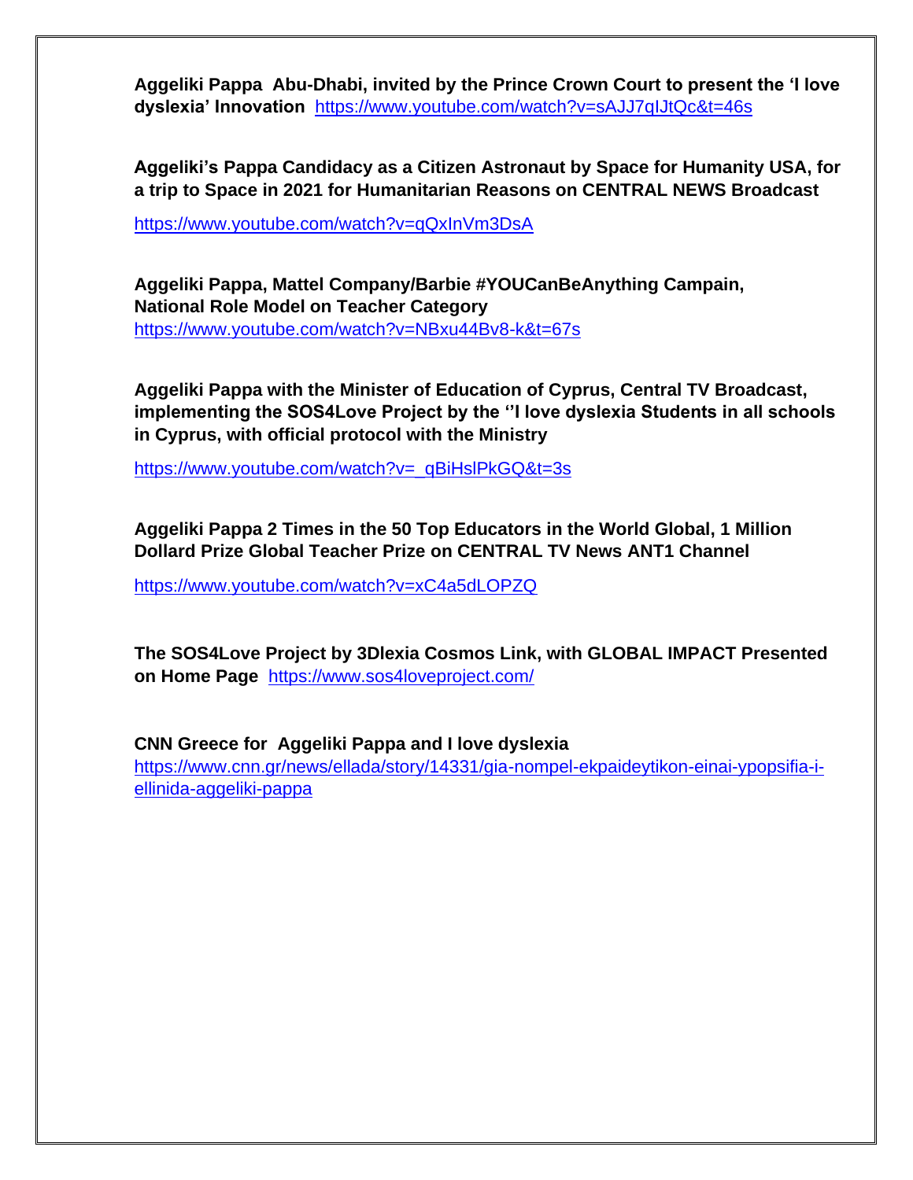**Aggeliki Pappa Abu-Dhabi, invited by the Prince Crown Court to present the 'I love dyslexia' Innovation** https://www.youtube.com/watch?v=sAJJ7qIJtQc&t=46s

**Aggeliki's Pappa Candidacy as a Citizen Astronaut by Space for Humanity USA, for a trip to Space in 2021 for Humanitarian Reasons on CENTRAL NEWS Broadcast**

https://www.youtube.com/watch?v=qQxInVm3DsA

**Aggeliki Pappa, Mattel Company/Barbie #YOUCanBeAnything Campain, National Role Model on Teacher Category**
https://www.youtube.com/watch?v=NBxu44Bv8-k&t=67s

**Aggeliki Pappa with the Minister of Education of Cyprus, Central TV Broadcast, implementing the SOS4Love Project by the ''I love dyslexia Students in all schools in Cyprus, with official protocol with the Ministry**

https://www.youtube.com/watch?v=_qBiHslPkGQ&t=3s

**Aggeliki Pappa 2 Times in the 50 Top Educators in the World Global, 1 Million Dollard Prize Global Teacher Prize on CENTRAL TV News ANT1 Channel**

https://www.youtube.com/watch?v=xC4a5dLOPZQ

**The SOS4Love Project by 3Dlexia Cosmos Link, with GLOBAL IMPACT Presented on Home Page** https://www.sos4loveproject.com/

**CNN Greece for Aggeliki Pappa and I love dyslexia**
https://www.cnn.gr/news/ellada/story/14331/gia-nompel-ekpaideytikon-einai-ypopsifia-i-ellinida-aggeliki-pappa